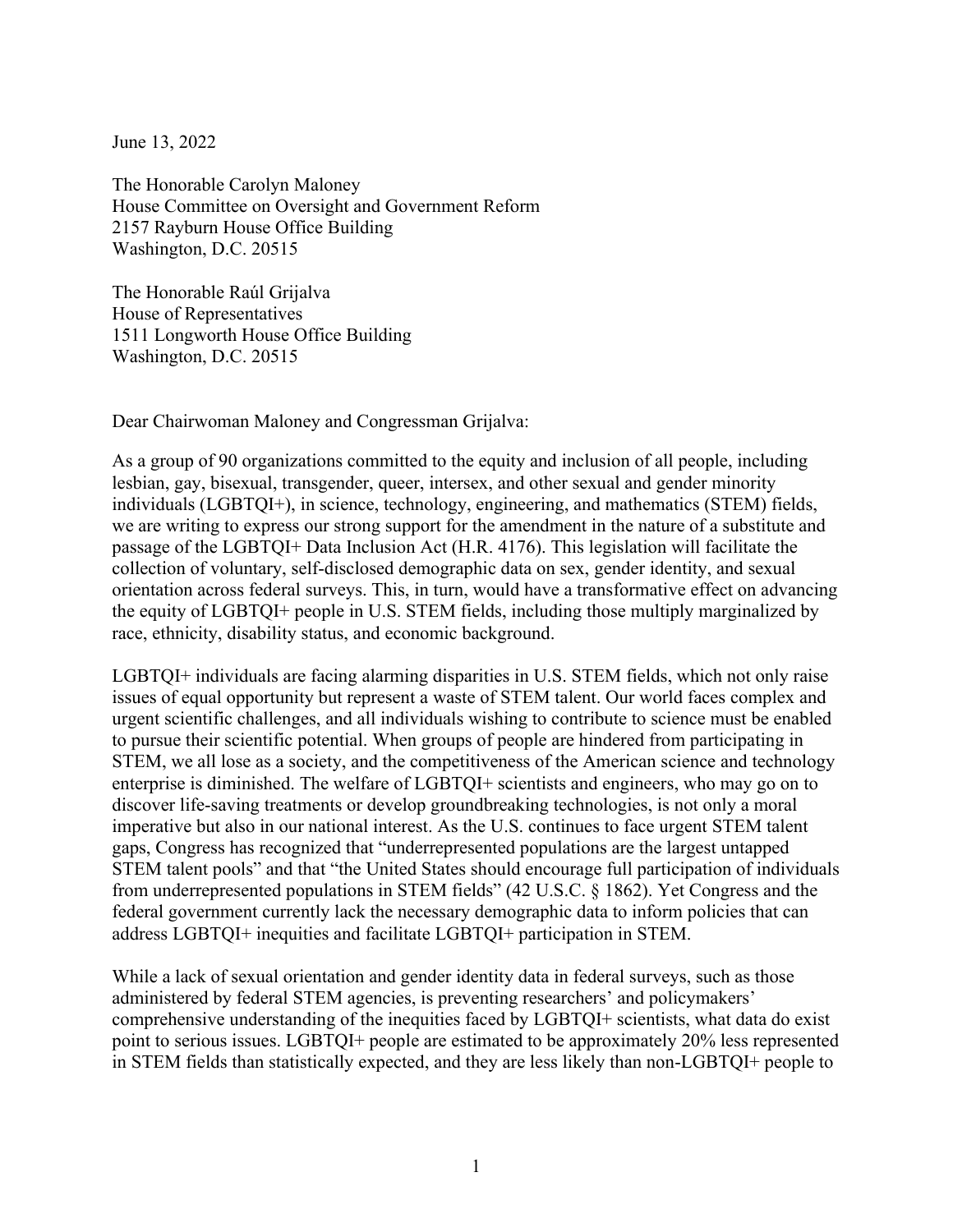June 13, 2022

The Honorable Carolyn Maloney
House Committee on Oversight and Government Reform
2157 Rayburn House Office Building
Washington, D.C. 20515

The Honorable Raúl Grijalva
House of Representatives
1511 Longworth House Office Building
Washington, D.C. 20515

Dear Chairwoman Maloney and Congressman Grijalva:

As a group of 90 organizations committed to the equity and inclusion of all people, including lesbian, gay, bisexual, transgender, queer, intersex, and other sexual and gender minority individuals (LGBTQI+), in science, technology, engineering, and mathematics (STEM) fields, we are writing to express our strong support for the amendment in the nature of a substitute and passage of the LGBTQI+ Data Inclusion Act (H.R. 4176). This legislation will facilitate the collection of voluntary, self-disclosed demographic data on sex, gender identity, and sexual orientation across federal surveys. This, in turn, would have a transformative effect on advancing the equity of LGBTQI+ people in U.S. STEM fields, including those multiply marginalized by race, ethnicity, disability status, and economic background.

LGBTQI+ individuals are facing alarming disparities in U.S. STEM fields, which not only raise issues of equal opportunity but represent a waste of STEM talent. Our world faces complex and urgent scientific challenges, and all individuals wishing to contribute to science must be enabled to pursue their scientific potential. When groups of people are hindered from participating in STEM, we all lose as a society, and the competitiveness of the American science and technology enterprise is diminished. The welfare of LGBTQI+ scientists and engineers, who may go on to discover life-saving treatments or develop groundbreaking technologies, is not only a moral imperative but also in our national interest. As the U.S. continues to face urgent STEM talent gaps, Congress has recognized that "underrepresented populations are the largest untapped STEM talent pools" and that "the United States should encourage full participation of individuals from underrepresented populations in STEM fields" (42 U.S.C. § 1862). Yet Congress and the federal government currently lack the necessary demographic data to inform policies that can address LGBTQI+ inequities and facilitate LGBTQI+ participation in STEM.

While a lack of sexual orientation and gender identity data in federal surveys, such as those administered by federal STEM agencies, is preventing researchers' and policymakers' comprehensive understanding of the inequities faced by LGBTQI+ scientists, what data do exist point to serious issues. LGBTQI+ people are estimated to be approximately 20% less represented in STEM fields than statistically expected, and they are less likely than non-LGBTQI+ people to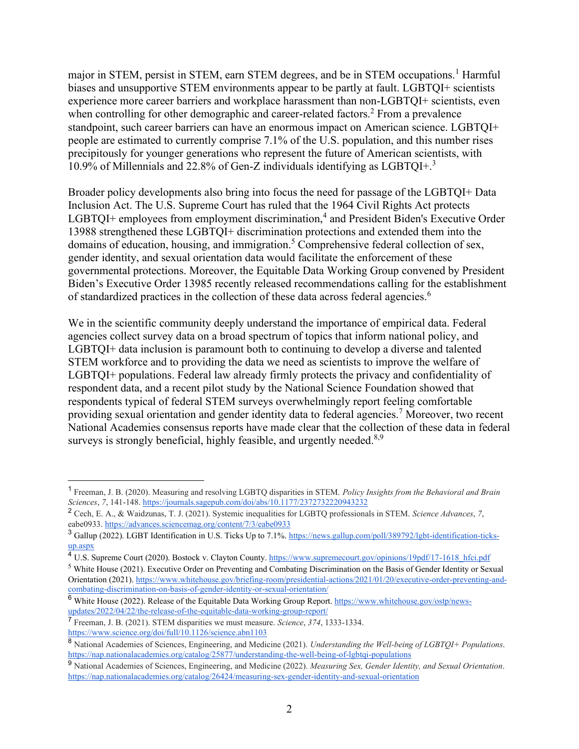major in STEM, persist in STEM, earn STEM degrees, and be in STEM occupations.[1] Harmful biases and unsupportive STEM environments appear to be partly at fault. LGBTQI+ scientists experience more career barriers and workplace harassment than non-LGBTQI+ scientists, even when controlling for other demographic and career-related factors.[2] From a prevalence standpoint, such career barriers can have an enormous impact on American science. LGBTQI+ people are estimated to currently comprise 7.1% of the U.S. population, and this number rises precipitously for younger generations who represent the future of American scientists, with 10.9% of Millennials and 22.8% of Gen-Z individuals identifying as LGBTQI+.[3]

Broader policy developments also bring into focus the need for passage of the LGBTQI+ Data Inclusion Act. The U.S. Supreme Court has ruled that the 1964 Civil Rights Act protects LGBTQI+ employees from employment discrimination,[4] and President Biden's Executive Order 13988 strengthened these LGBTQI+ discrimination protections and extended them into the domains of education, housing, and immigration.[5] Comprehensive federal collection of sex, gender identity, and sexual orientation data would facilitate the enforcement of these governmental protections. Moreover, the Equitable Data Working Group convened by President Biden's Executive Order 13985 recently released recommendations calling for the establishment of standardized practices in the collection of these data across federal agencies.[6]

We in the scientific community deeply understand the importance of empirical data. Federal agencies collect survey data on a broad spectrum of topics that inform national policy, and LGBTQI+ data inclusion is paramount both to continuing to develop a diverse and talented STEM workforce and to providing the data we need as scientists to improve the welfare of LGBTQI+ populations. Federal law already firmly protects the privacy and confidentiality of respondent data, and a recent pilot study by the National Science Foundation showed that respondents typical of federal STEM surveys overwhelmingly report feeling comfortable providing sexual orientation and gender identity data to federal agencies.[7] Moreover, two recent National Academies consensus reports have made clear that the collection of these data in federal surveys is strongly beneficial, highly feasible, and urgently needed.[8,9]

---

[1] Freeman, J. B. (2020). Measuring and resolving LGBTQ disparities in STEM. *Policy Insights from the Behavioral and Brain Sciences*, *7*, 141-148. https://journals.sagepub.com/doi/abs/10.1177/2372732220943232

[2] Cech, E. A., & Waidzunas, T. J. (2021). Systemic inequalities for LGBTQ professionals in STEM. *Science Advances*, *7*, eabe0933. https://advances.sciencemag.org/content/7/3/eabe0933

[3] Gallup (2022). LGBT Identification in U.S. Ticks Up to 7.1%. https://news.gallup.com/poll/389792/lgbt-identification-ticks-up.aspx

[4] U.S. Supreme Court (2020). Bostock v. Clayton County. https://www.supremecourt.gov/opinions/19pdf/17-1618_hfci.pdf

[5] White House (2021). Executive Order on Preventing and Combating Discrimination on the Basis of Gender Identity or Sexual Orientation (2021). https://www.whitehouse.gov/briefing-room/presidential-actions/2021/01/20/executive-order-preventing-and-combating-discrimination-on-basis-of-gender-identity-or-sexual-orientation/

[6] White House (2022). Release of the Equitable Data Working Group Report. https://www.whitehouse.gov/ostp/news-updates/2022/04/22/the-release-of-the-equitable-data-working-group-report/

[7] Freeman, J. B. (2021). STEM disparities we must measure. *Science*, *374*, 1333-1334. https://www.science.org/doi/full/10.1126/science.abn1103

[8] National Academies of Sciences, Engineering, and Medicine (2021). *Understanding the Well-being of LGBTQI+ Populations*. https://nap.nationalacademies.org/catalog/25877/understanding-the-well-being-of-lgbtqi-populations

[9] National Academies of Sciences, Engineering, and Medicine (2022). *Measuring Sex, Gender Identity, and Sexual Orientation*. https://nap.nationalacademies.org/catalog/26424/measuring-sex-gender-identity-and-sexual-orientation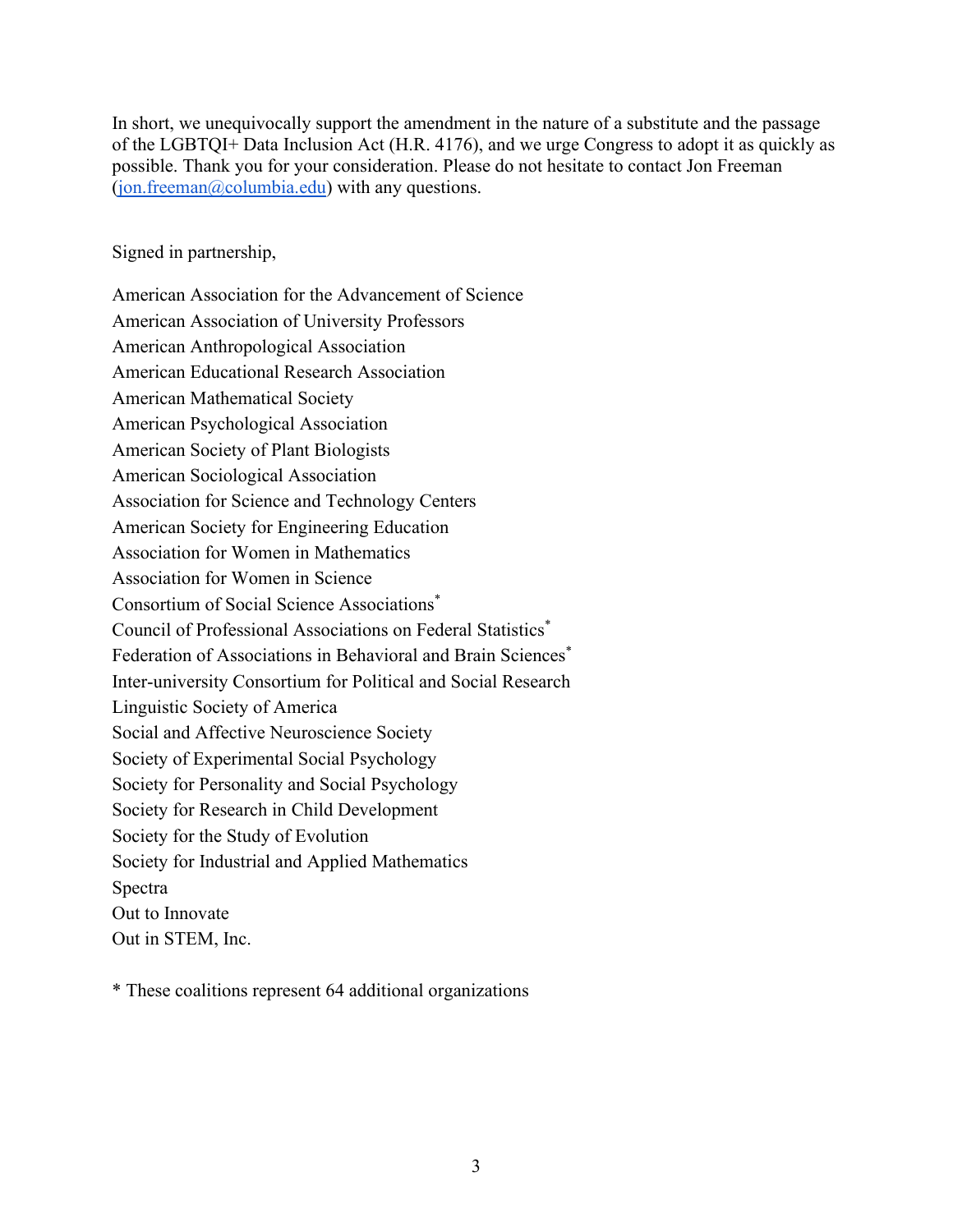In short, we unequivocally support the amendment in the nature of a substitute and the passage of the LGBTQI+ Data Inclusion Act (H.R. 4176), and we urge Congress to adopt it as quickly as possible. Thank you for your consideration. Please do not hesitate to contact Jon Freeman (jon.freeman@columbia.edu) with any questions.

Signed in partnership,

American Association for the Advancement of Science
American Association of University Professors
American Anthropological Association
American Educational Research Association
American Mathematical Society
American Psychological Association
American Society of Plant Biologists
American Sociological Association
Association for Science and Technology Centers
American Society for Engineering Education
Association for Women in Mathematics
Association for Women in Science
Consortium of Social Science Associations*
Council of Professional Associations on Federal Statistics*
Federation of Associations in Behavioral and Brain Sciences*
Inter-university Consortium for Political and Social Research
Linguistic Society of America
Social and Affective Neuroscience Society
Society of Experimental Social Psychology
Society for Personality and Social Psychology
Society for Research in Child Development
Society for the Study of Evolution
Society for Industrial and Applied Mathematics
Spectra
Out to Innovate
Out in STEM, Inc.

* These coalitions represent 64 additional organizations